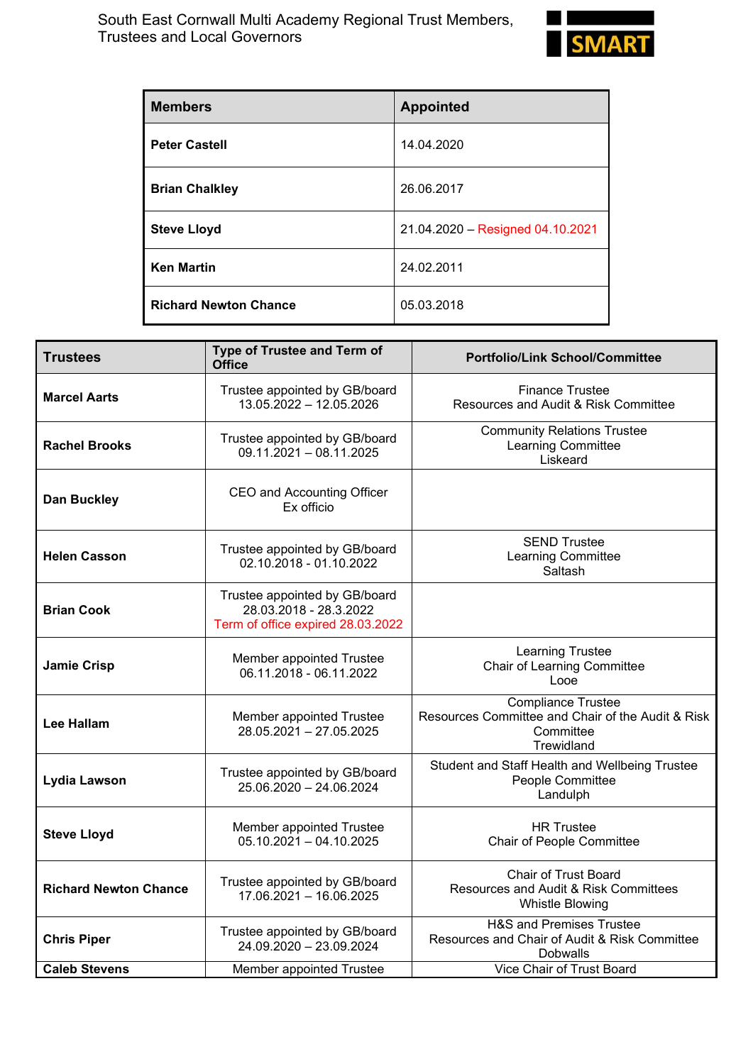# South East Cornwall Multi Academy Regional Trust Members, Trustees and Local Governors

SMART

| Members | Appointed |
|---|---|
| **Peter Castell** | 14.04.2020 |
| **Brian Chalkley** | 26.06.2017 |
| **Steve Lloyd** | 21.04.2020 – Resigned 04.10.2021 |
| **Ken Martin** | 24.02.2011 |
| **Richard Newton Chance** | 05.03.2018 |

| Trustees | Type of Trustee and Term of Office | Portfolio/Link School/Committee |
|---|---|---|
| **Marcel Aarts** | Trustee appointed by GB/board<br>13.05.2022 – 12.05.2026 | Finance Trustee<br>Resources and Audit & Risk Committee |
| **Rachel Brooks** | Trustee appointed by GB/board<br>09.11.2021 – 08.11.2025 | Community Relations Trustee<br>Learning Committee<br>Liskeard |
| **Dan Buckley** | CEO and Accounting Officer<br>Ex officio | |
| **Helen Casson** | Trustee appointed by GB/board<br>02.10.2018 - 01.10.2022 | SEND Trustee<br>Learning Committee<br>Saltash |
| **Brian Cook** | Trustee appointed by GB/board<br>28.03.2018 - 28.3.2022<br>Term of office expired 28.03.2022 | |
| **Jamie Crisp** | Member appointed Trustee<br>06.11.2018 - 06.11.2022 | Learning Trustee<br>Chair of Learning Committee<br>Looe |
| **Lee Hallam** | Member appointed Trustee<br>28.05.2021 – 27.05.2025 | Compliance Trustee<br>Resources Committee and Chair of the Audit & Risk Committee<br>Trewidland |
| **Lydia Lawson** | Trustee appointed by GB/board<br>25.06.2020 – 24.06.2024 | Student and Staff Health and Wellbeing Trustee<br>People Committee<br>Landulph |
| **Steve Lloyd** | Member appointed Trustee<br>05.10.2021 – 04.10.2025 | HR Trustee<br>Chair of People Committee |
| **Richard Newton Chance** | Trustee appointed by GB/board<br>17.06.2021 – 16.06.2025 | Chair of Trust Board<br>Resources and Audit & Risk Committees<br>Whistle Blowing |
| **Chris Piper** | Trustee appointed by GB/board<br>24.09.2020 – 23.09.2024 | H&S and Premises Trustee<br>Resources and Chair of Audit & Risk Committee<br>Dobwalls |
| **Caleb Stevens** | Member appointed Trustee | Vice Chair of Trust Board |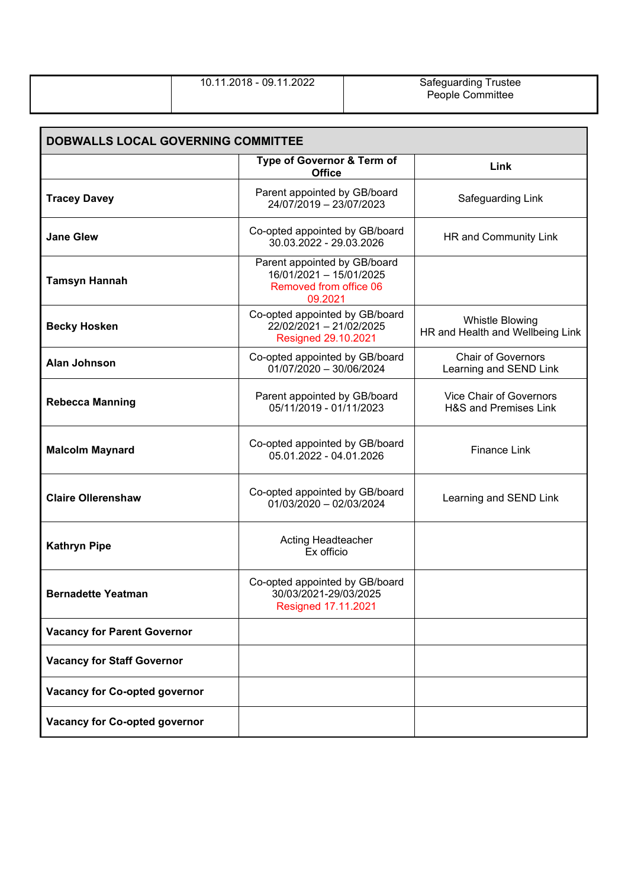| | 10.11.2018 - 09.11.2022 | Safeguarding Trustee<br>People Committee |
|---|---|---|

| DOBWALLS LOCAL GOVERNING COMMITTEE | | |
|---|---|---|
| | **Type of Governor & Term of Office** | **Link** |
| **Tracey Davey** | Parent appointed by GB/board<br>24/07/2019 – 23/07/2023 | Safeguarding Link |
| **Jane Glew** | Co-opted appointed by GB/board<br>30.03.2022 - 29.03.2026 | HR and Community Link |
| **Tamsyn Hannah** | Parent appointed by GB/board<br>16/01/2021 – 15/01/2025<br>Removed from office 06 09.2021 | |
| **Becky Hosken** | Co-opted appointed by GB/board<br>22/02/2021 – 21/02/2025<br>Resigned 29.10.2021 | Whistle Blowing<br>HR and Health and Wellbeing Link |
| **Alan Johnson** | Co-opted appointed by GB/board<br>01/07/2020 – 30/06/2024 | Chair of Governors<br>Learning and SEND Link |
| **Rebecca Manning** | Parent appointed by GB/board<br>05/11/2019 - 01/11/2023 | Vice Chair of Governors<br>H&S and Premises Link |
| **Malcolm Maynard** | Co-opted appointed by GB/board<br>05.01.2022 - 04.01.2026 | Finance Link |
| **Claire Ollerenshaw** | Co-opted appointed by GB/board<br>01/03/2020 – 02/03/2024 | Learning and SEND Link |
| **Kathryn Pipe** | Acting Headteacher<br>Ex officio | |
| **Bernadette Yeatman** | Co-opted appointed by GB/board<br>30/03/2021-29/03/2025<br>Resigned 17.11.2021 | |
| **Vacancy for Parent Governor** | | |
| **Vacancy for Staff Governor** | | |
| **Vacancy for Co-opted governor** | | |
| **Vacancy for Co-opted governor** | | |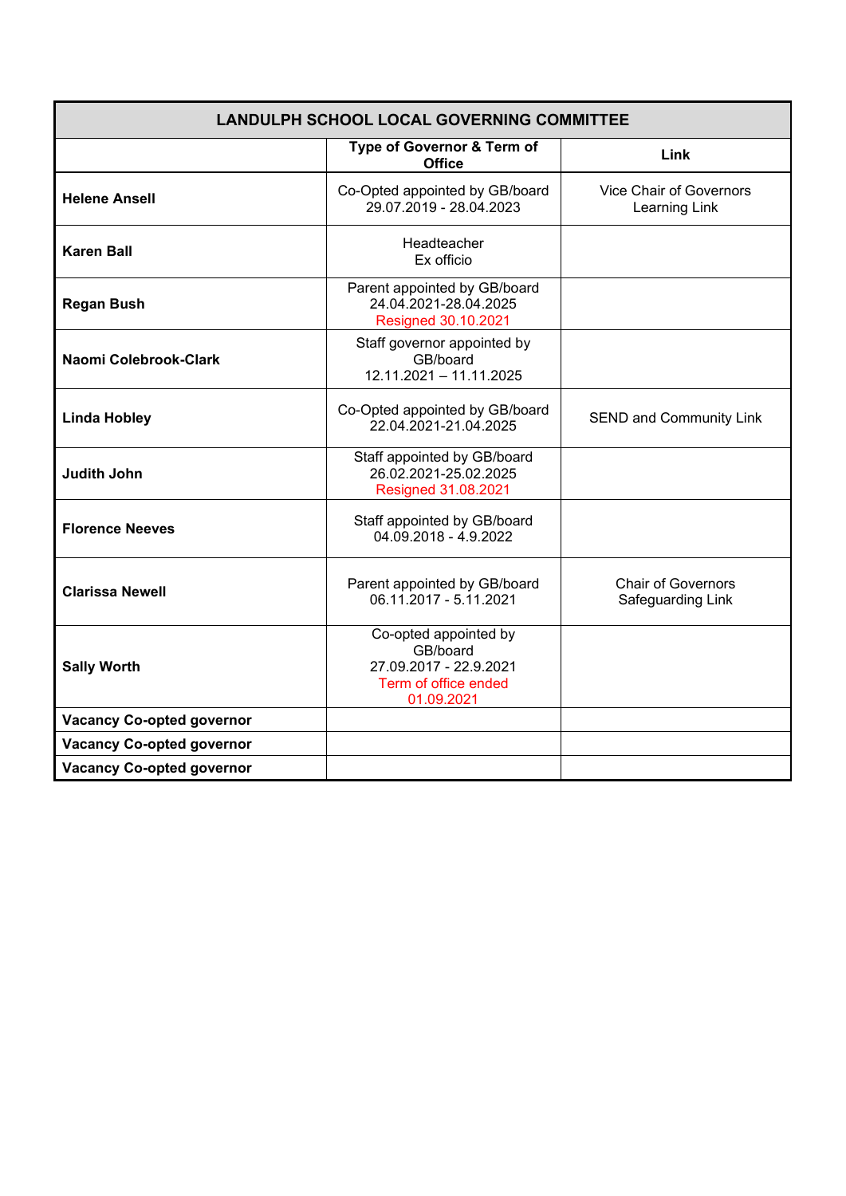| LANDULPH SCHOOL LOCAL GOVERNING COMMITTEE | | |
|---|---|---|
| | **Type of Governor & Term of Office** | **Link** |
| **Helene Ansell** | Co-Opted appointed by GB/board 29.07.2019 - 28.04.2023 | Vice Chair of Governors Learning Link |
| **Karen Ball** | Headteacher Ex officio | |
| **Regan Bush** | Parent appointed by GB/board 24.04.2021-28.04.2025 Resigned 30.10.2021 | |
| **Naomi Colebrook-Clark** | Staff governor appointed by GB/board 12.11.2021 – 11.11.2025 | |
| **Linda Hobley** | Co-Opted appointed by GB/board 22.04.2021-21.04.2025 | SEND and Community Link |
| **Judith John** | Staff appointed by GB/board 26.02.2021-25.02.2025 Resigned 31.08.2021 | |
| **Florence Neeves** | Staff appointed by GB/board 04.09.2018 - 4.9.2022 | |
| **Clarissa Newell** | Parent appointed by GB/board 06.11.2017 - 5.11.2021 | Chair of Governors Safeguarding Link |
| **Sally Worth** | Co-opted appointed by GB/board 27.09.2017 - 22.9.2021 Term of office ended 01.09.2021 | |
| **Vacancy Co-opted governor** | | |
| **Vacancy Co-opted governor** | | |
| **Vacancy Co-opted governor** | | |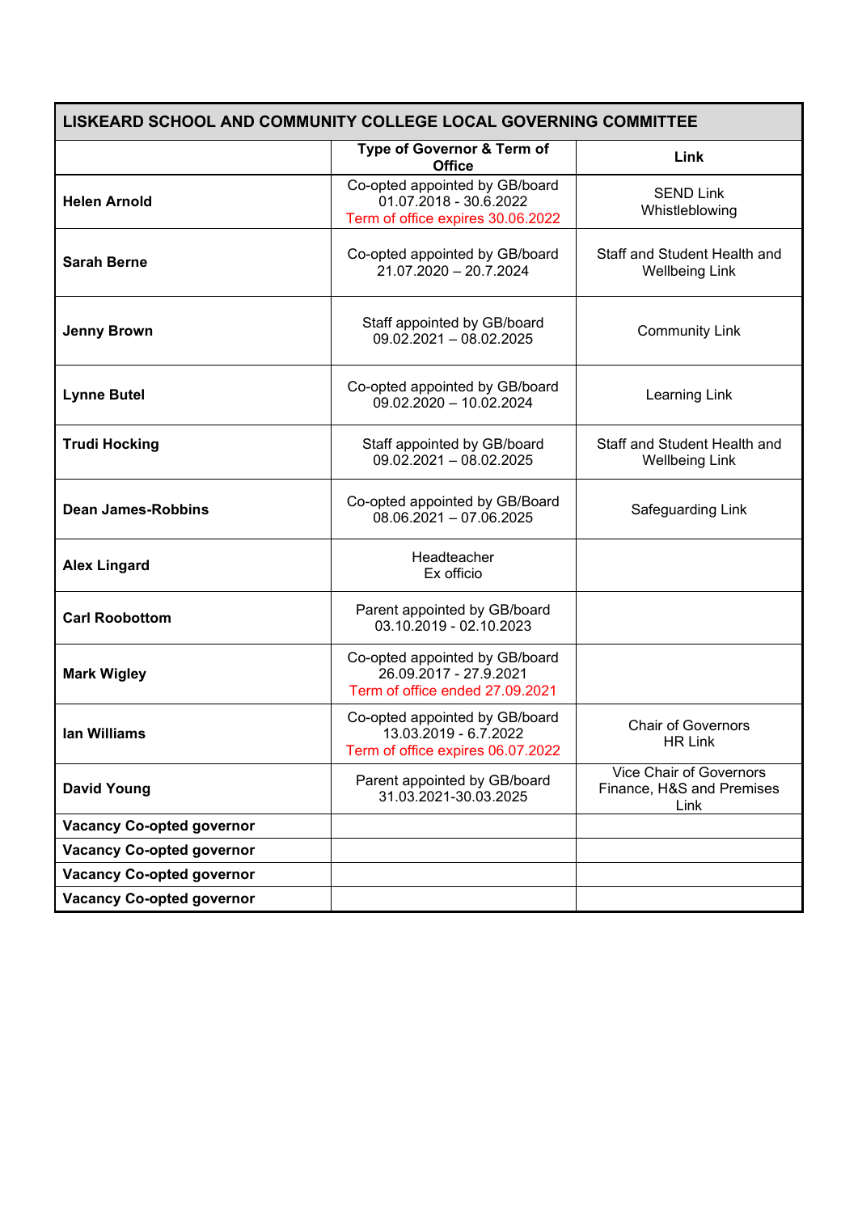| LISKEARD SCHOOL AND COMMUNITY COLLEGE LOCAL GOVERNING COMMITTEE | | |
|---|---|---|
| | **Type of Governor & Term of Office** | **Link** |
| **Helen Arnold** | Co-opted appointed by GB/board 01.07.2018 - 30.6.2022 Term of office expires 30.06.2022 | SEND Link Whistleblowing |
| **Sarah Berne** | Co-opted appointed by GB/board 21.07.2020 – 20.7.2024 | Staff and Student Health and Wellbeing Link |
| **Jenny Brown** | Staff appointed by GB/board 09.02.2021 – 08.02.2025 | Community Link |
| **Lynne Butel** | Co-opted appointed by GB/board 09.02.2020 – 10.02.2024 | Learning Link |
| **Trudi Hocking** | Staff appointed by GB/board 09.02.2021 – 08.02.2025 | Staff and Student Health and Wellbeing Link |
| **Dean James-Robbins** | Co-opted appointed by GB/Board 08.06.2021 – 07.06.2025 | Safeguarding Link |
| **Alex Lingard** | Headteacher Ex officio | |
| **Carl Roobottom** | Parent appointed by GB/board 03.10.2019 - 02.10.2023 | |
| **Mark Wigley** | Co-opted appointed by GB/board 26.09.2017 - 27.9.2021 Term of office ended 27.09.2021 | |
| **Ian Williams** | Co-opted appointed by GB/board 13.03.2019 - 6.7.2022 Term of office expires 06.07.2022 | Chair of Governors HR Link |
| **David Young** | Parent appointed by GB/board 31.03.2021-30.03.2025 | Vice Chair of Governors Finance, H&S and Premises Link |
| **Vacancy Co-opted governor** | | |
| **Vacancy Co-opted governor** | | |
| **Vacancy Co-opted governor** | | |
| **Vacancy Co-opted governor** | | |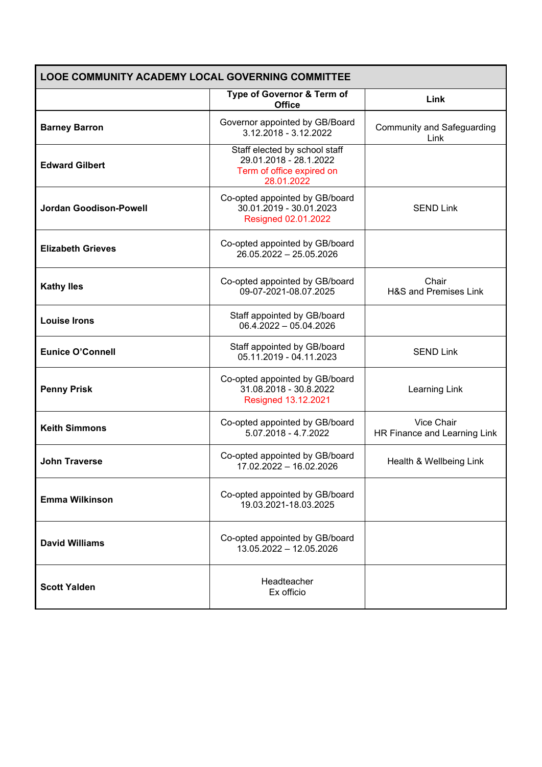| LOOE COMMUNITY ACADEMY LOCAL GOVERNING COMMITTEE | | |
|---|---|---|
| | **Type of Governor & Term of Office** | **Link** |
| **Barney Barron** | Governor appointed by GB/Board 3.12.2018 - 3.12.2022 | Community and Safeguarding Link |
| **Edward Gilbert** | Staff elected by school staff 29.01.2018 - 28.1.2022 Term of office expired on 28.01.2022 | |
| **Jordan Goodison-Powell** | Co-opted appointed by GB/board 30.01.2019 - 30.01.2023 Resigned 02.01.2022 | SEND Link |
| **Elizabeth Grieves** | Co-opted appointed by GB/board 26.05.2022 – 25.05.2026 | |
| **Kathy Iles** | Co-opted appointed by GB/board 09-07-2021-08.07.2025 | Chair H&S and Premises Link |
| **Louise Irons** | Staff appointed by GB/board 06.4.2022 – 05.04.2026 | |
| **Eunice O'Connell** | Staff appointed by GB/board 05.11.2019 - 04.11.2023 | SEND Link |
| **Penny Prisk** | Co-opted appointed by GB/board 31.08.2018 - 30.8.2022 Resigned 13.12.2021 | Learning Link |
| **Keith Simmons** | Co-opted appointed by GB/board 5.07.2018 - 4.7.2022 | Vice Chair HR Finance and Learning Link |
| **John Traverse** | Co-opted appointed by GB/board 17.02.2022 – 16.02.2026 | Health & Wellbeing Link |
| **Emma Wilkinson** | Co-opted appointed by GB/board 19.03.2021-18.03.2025 | |
| **David Williams** | Co-opted appointed by GB/board 13.05.2022 – 12.05.2026 | |
| **Scott Yalden** | Headteacher Ex officio | |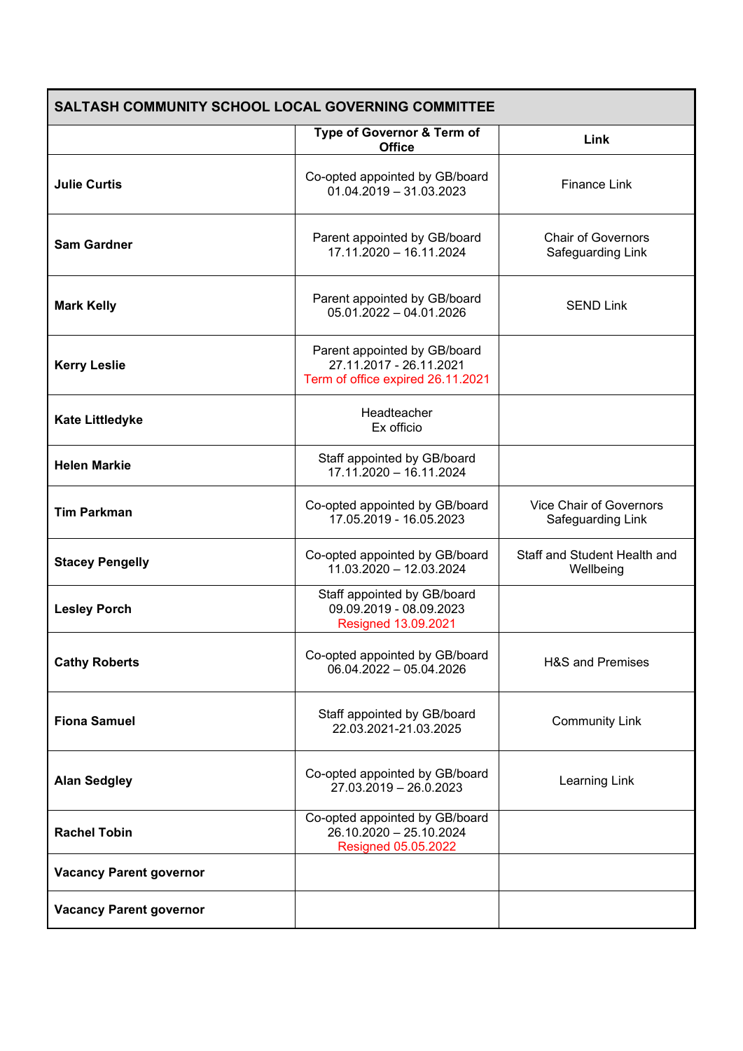| SALTASH COMMUNITY SCHOOL LOCAL GOVERNING COMMITTEE | | |
|---|---|---|
| | **Type of Governor & Term of Office** | **Link** |
| **Julie Curtis** | Co-opted appointed by GB/board 01.04.2019 – 31.03.2023 | Finance Link |
| **Sam Gardner** | Parent appointed by GB/board 17.11.2020 – 16.11.2024 | Chair of Governors Safeguarding Link |
| **Mark Kelly** | Parent appointed by GB/board 05.01.2022 – 04.01.2026 | SEND Link |
| **Kerry Leslie** | Parent appointed by GB/board 27.11.2017 - 26.11.2021 Term of office expired 26.11.2021 | |
| **Kate Littledyke** | Headteacher Ex officio | |
| **Helen Markie** | Staff appointed by GB/board 17.11.2020 – 16.11.2024 | |
| **Tim Parkman** | Co-opted appointed by GB/board 17.05.2019 - 16.05.2023 | Vice Chair of Governors Safeguarding Link |
| **Stacey Pengelly** | Co-opted appointed by GB/board 11.03.2020 – 12.03.2024 | Staff and Student Health and Wellbeing |
| **Lesley Porch** | Staff appointed by GB/board 09.09.2019 - 08.09.2023 Resigned 13.09.2021 | |
| **Cathy Roberts** | Co-opted appointed by GB/board 06.04.2022 – 05.04.2026 | H&S and Premises |
| **Fiona Samuel** | Staff appointed by GB/board 22.03.2021-21.03.2025 | Community Link |
| **Alan Sedgley** | Co-opted appointed by GB/board 27.03.2019 – 26.0.2023 | Learning Link |
| **Rachel Tobin** | Co-opted appointed by GB/board 26.10.2020 – 25.10.2024 Resigned 05.05.2022 | |
| **Vacancy Parent governor** | | |
| **Vacancy Parent governor** | | |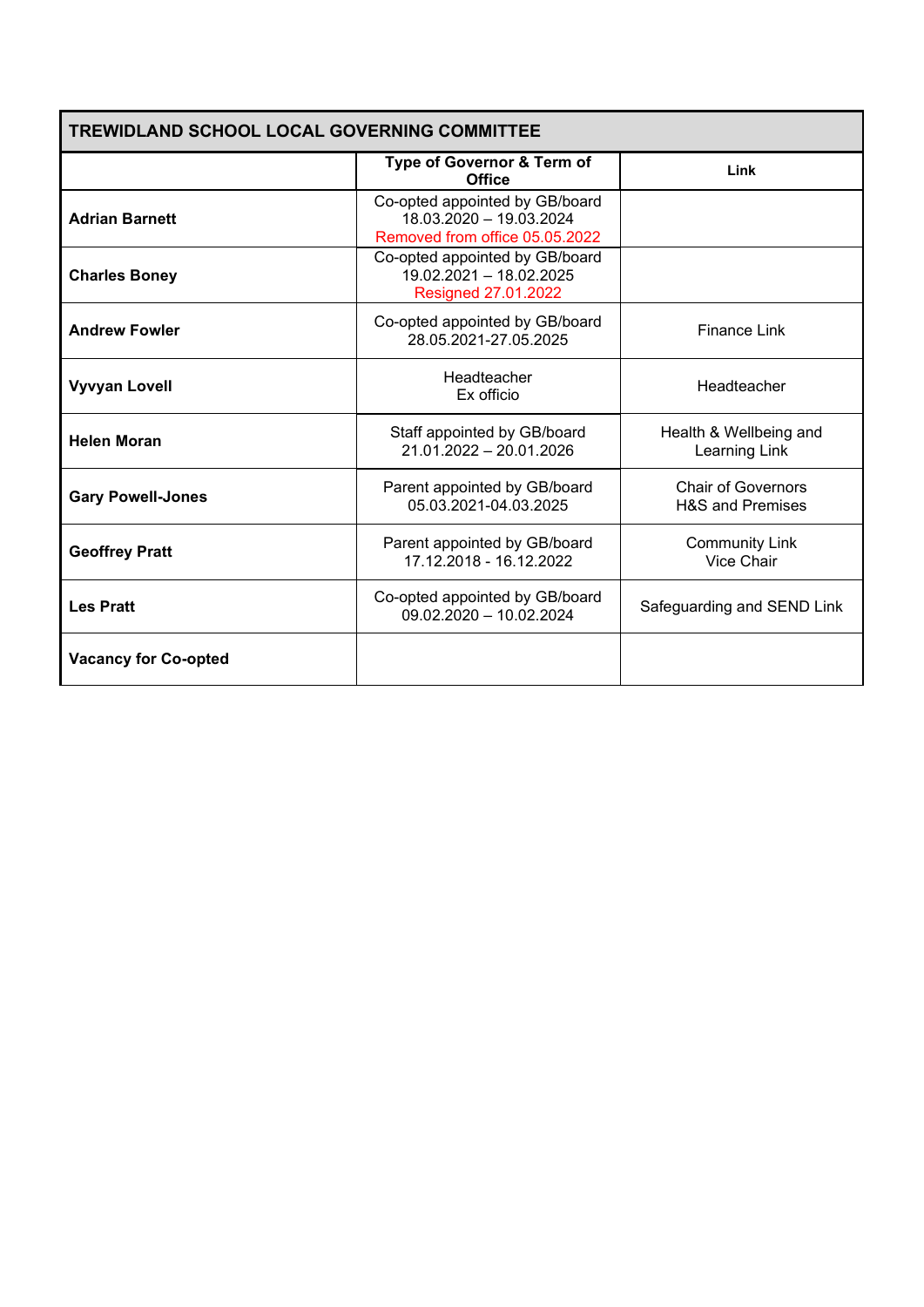| TREWIDLAND SCHOOL LOCAL GOVERNING COMMITTEE | | |
|---|---|---|
| | **Type of Governor & Term of Office** | **Link** |
| **Adrian Barnett** | Co-opted appointed by GB/board 18.03.2020 – 19.03.2024 Removed from office 05.05.2022 | |
| **Charles Boney** | Co-opted appointed by GB/board 19.02.2021 – 18.02.2025 Resigned 27.01.2022 | |
| **Andrew Fowler** | Co-opted appointed by GB/board 28.05.2021-27.05.2025 | Finance Link |
| **Vyvyan Lovell** | Headteacher Ex officio | Headteacher |
| **Helen Moran** | Staff appointed by GB/board 21.01.2022 – 20.01.2026 | Health & Wellbeing and Learning Link |
| **Gary Powell-Jones** | Parent appointed by GB/board 05.03.2021-04.03.2025 | Chair of Governors H&S and Premises |
| **Geoffrey Pratt** | Parent appointed by GB/board 17.12.2018 - 16.12.2022 | Community Link Vice Chair |
| **Les Pratt** | Co-opted appointed by GB/board 09.02.2020 – 10.02.2024 | Safeguarding and SEND Link |
| **Vacancy for Co-opted** | | |